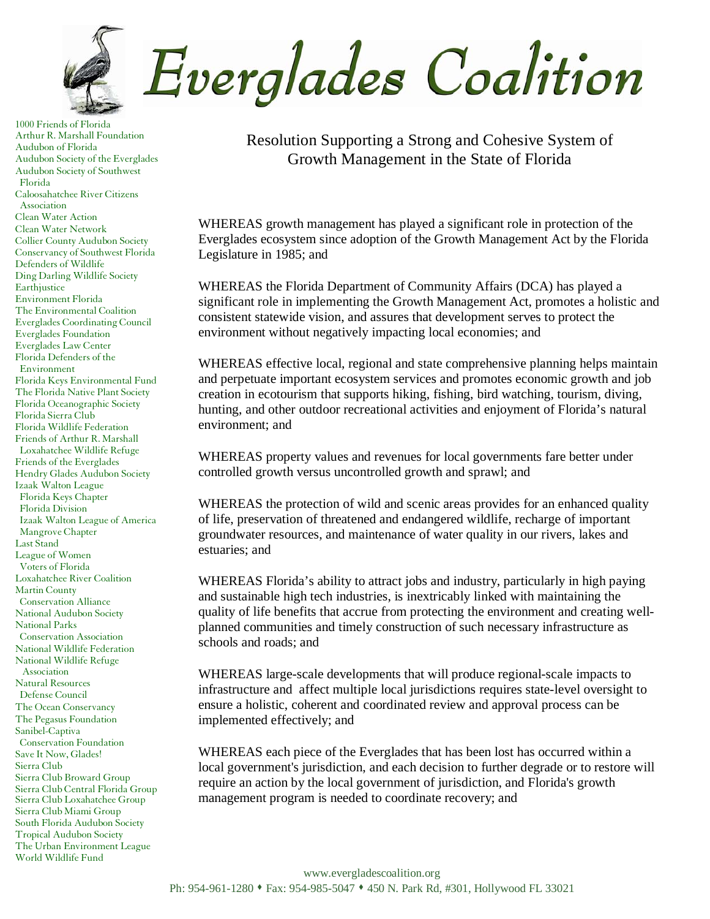# Everglades Coalition

1000 Friends of Florida
Arthur R. Marshall Foundation
Audubon of Florida
Audubon Society of the Everglades
Audubon Society of Southwest Florida
Caloosahatchee River Citizens Association
Clean Water Action
Clean Water Network
Collier County Audubon Society
Conservancy of Southwest Florida
Defenders of Wildlife
Ding Darling Wildlife Society
Earthjustice
Environment Florida
The Environmental Coalition
Everglades Coordinating Council
Everglades Foundation
Everglades Law Center
Florida Defenders of the Environment
Florida Keys Environmental Fund
The Florida Native Plant Society
Florida Oceanographic Society
Florida Sierra Club
Florida Wildlife Federation
Friends of Arthur R. Marshall Loxahatchee Wildlife Refuge
Friends of the Everglades
Hendry Glades Audubon Society
Izaak Walton League
 Florida Keys Chapter
 Florida Division
 Izaak Walton League of America
 Mangrove Chapter
Last Stand
League of Women Voters of Florida
Loxahatchee River Coalition
Martin County Conservation Alliance
National Audubon Society
National Parks Conservation Association
National Wildlife Federation
National Wildlife Refuge Association
Natural Resources Defense Council
The Ocean Conservancy
The Pegasus Foundation
Sanibel-Captiva Conservation Foundation
Save It Now, Glades!
Sierra Club
Sierra Club Broward Group
Sierra Club Central Florida Group
Sierra Club Loxahatchee Group
Sierra Club Miami Group
South Florida Audubon Society
Tropical Audubon Society
The Urban Environment League
World Wildlife Fund

## Resolution Supporting a Strong and Cohesive System of Growth Management in the State of Florida

WHEREAS growth management has played a significant role in protection of the Everglades ecosystem since adoption of the Growth Management Act by the Florida Legislature in 1985; and

WHEREAS the Florida Department of Community Affairs (DCA) has played a significant role in implementing the Growth Management Act, promotes a holistic and consistent statewide vision, and assures that development serves to protect the environment without negatively impacting local economies; and

WHEREAS effective local, regional and state comprehensive planning helps maintain and perpetuate important ecosystem services and promotes economic growth and job creation in ecotourism that supports hiking, fishing, bird watching, tourism, diving, hunting, and other outdoor recreational activities and enjoyment of Florida's natural environment; and

WHEREAS property values and revenues for local governments fare better under controlled growth versus uncontrolled growth and sprawl; and

WHEREAS the protection of wild and scenic areas provides for an enhanced quality of life, preservation of threatened and endangered wildlife, recharge of important groundwater resources, and maintenance of water quality in our rivers, lakes and estuaries; and

WHEREAS Florida's ability to attract jobs and industry, particularly in high paying and sustainable high tech industries, is inextricably linked with maintaining the quality of life benefits that accrue from protecting the environment and creating well-planned communities and timely construction of such necessary infrastructure as schools and roads; and

WHEREAS large-scale developments that will produce regional-scale impacts to infrastructure and affect multiple local jurisdictions requires state-level oversight to ensure a holistic, coherent and coordinated review and approval process can be implemented effectively; and

WHEREAS each piece of the Everglades that has been lost has occurred within a local government's jurisdiction, and each decision to further degrade or to restore will require an action by the local government of jurisdiction, and Florida's growth management program is needed to coordinate recovery; and

www.evergladescoalition.org
Ph: 954-961-1280 • Fax: 954-985-5047 • 450 N. Park Rd, #301, Hollywood FL 33021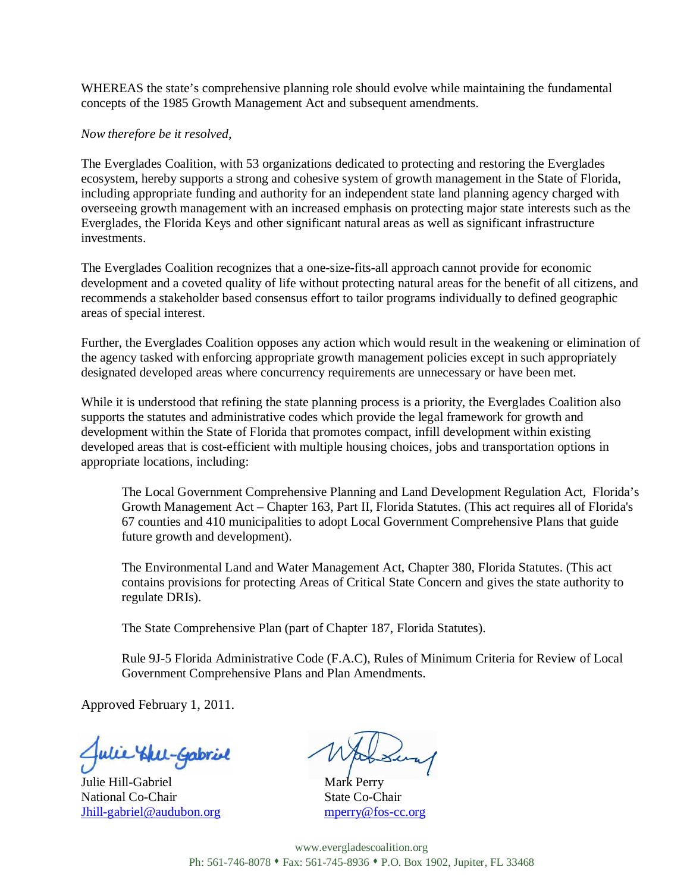WHEREAS the state's comprehensive planning role should evolve while maintaining the fundamental concepts of the 1985 Growth Management Act and subsequent amendments.

*Now therefore be it resolved,*

The Everglades Coalition, with 53 organizations dedicated to protecting and restoring the Everglades ecosystem, hereby supports a strong and cohesive system of growth management in the State of Florida, including appropriate funding and authority for an independent state land planning agency charged with overseeing growth management with an increased emphasis on protecting major state interests such as the Everglades, the Florida Keys and other significant natural areas as well as significant infrastructure investments.

The Everglades Coalition recognizes that a one-size-fits-all approach cannot provide for economic development and a coveted quality of life without protecting natural areas for the benefit of all citizens, and recommends a stakeholder based consensus effort to tailor programs individually to defined geographic areas of special interest.

Further, the Everglades Coalition opposes any action which would result in the weakening or elimination of the agency tasked with enforcing appropriate growth management policies except in such appropriately designated developed areas where concurrency requirements are unnecessary or have been met.

While it is understood that refining the state planning process is a priority, the Everglades Coalition also supports the statutes and administrative codes which provide the legal framework for growth and development within the State of Florida that promotes compact, infill development within existing developed areas that is cost-efficient with multiple housing choices, jobs and transportation options in appropriate locations, including:

> The Local Government Comprehensive Planning and Land Development Regulation Act, Florida's Growth Management Act – Chapter 163, Part II, Florida Statutes. (This act requires all of Florida's 67 counties and 410 municipalities to adopt Local Government Comprehensive Plans that guide future growth and development).
>
> The Environmental Land and Water Management Act, Chapter 380, Florida Statutes. (This act contains provisions for protecting Areas of Critical State Concern and gives the state authority to regulate DRIs).
>
> The State Comprehensive Plan (part of Chapter 187, Florida Statutes).
>
> Rule 9J-5 Florida Administrative Code (F.A.C), Rules of Minimum Criteria for Review of Local Government Comprehensive Plans and Plan Amendments.

Approved February 1, 2011.

Julie Hill-Gabriel
National Co-Chair
Jhill-gabriel@audubon.org

Mark Perry
State Co-Chair
mperry@fos-cc.org

www.evergladescoalition.org
Ph: 561-746-8078 • Fax: 561-745-8936 • P.O. Box 1902, Jupiter, FL 33468